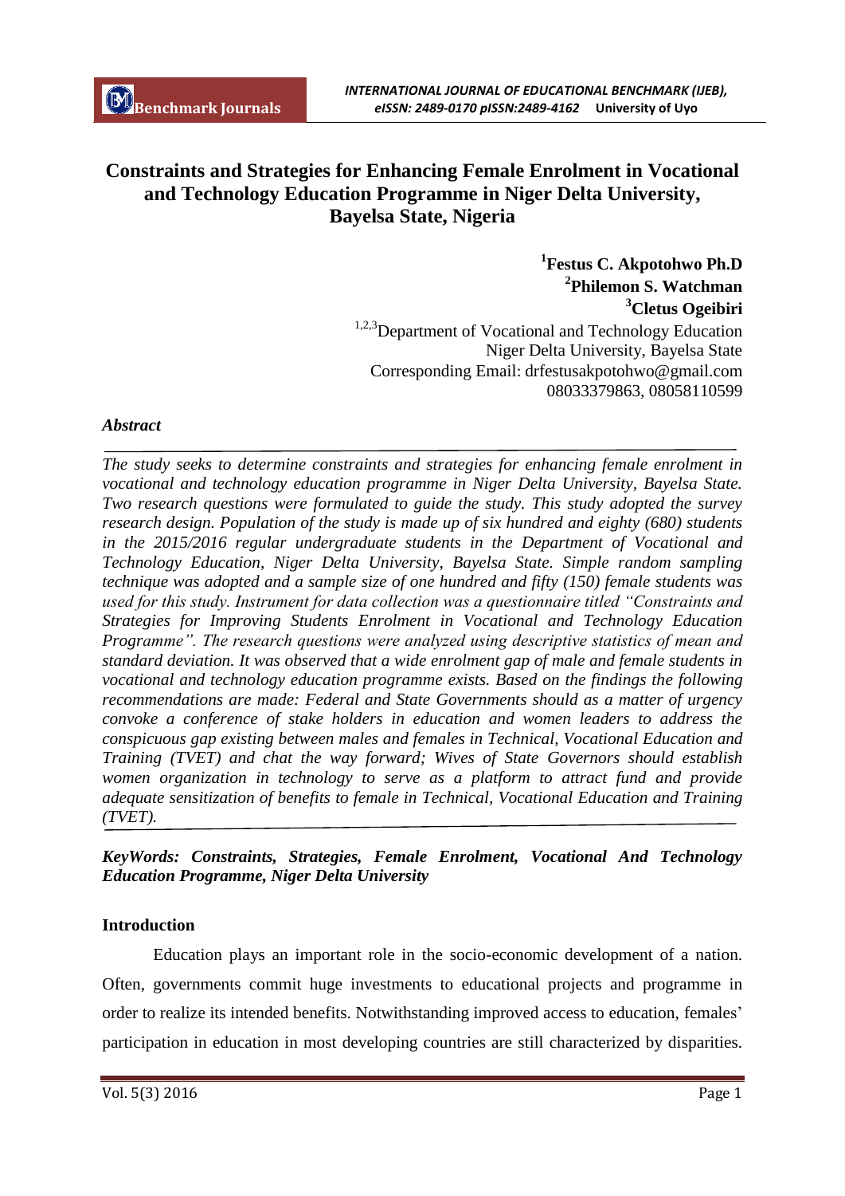# Constraints and Strategies for Enhancing Female Enrolment in Vocational and Technology Education Programme in Niger Delta University, Bayelsa State, Nigeria

**[1]Festus C. Akpotohwo Ph.D**
**[2]Philemon S. Watchman**
**[3]Cletus Ogeibiri**
[1,2,3]Department of Vocational and Technology Education
Niger Delta University, Bayelsa State
Corresponding Email: drfestusakpotohwo@gmail.com
08033379863, 08058110599

### *Abstract*

*The study seeks to determine constraints and strategies for enhancing female enrolment in vocational and technology education programme in Niger Delta University, Bayelsa State. Two research questions were formulated to guide the study. This study adopted the survey research design. Population of the study is made up of six hundred and eighty (680) students in the 2015/2016 regular undergraduate students in the Department of Vocational and Technology Education, Niger Delta University, Bayelsa State. Simple random sampling technique was adopted and a sample size of one hundred and fifty (150) female students was used for this study. Instrument for data collection was a questionnaire titled "Constraints and Strategies for Improving Students Enrolment in Vocational and Technology Education Programme". The research questions were analyzed using descriptive statistics of mean and standard deviation. It was observed that a wide enrolment gap of male and female students in vocational and technology education programme exists. Based on the findings the following recommendations are made: Federal and State Governments should as a matter of urgency convoke a conference of stake holders in education and women leaders to address the conspicuous gap existing between males and females in Technical, Vocational Education and Training (TVET) and chat the way forward; Wives of State Governors should establish women organization in technology to serve as a platform to attract fund and provide adequate sensitization of benefits to female in Technical, Vocational Education and Training (TVET).*

***KeyWords: Constraints, Strategies, Female Enrolment, Vocational And Technology Education Programme, Niger Delta University***

## Introduction

Education plays an important role in the socio-economic development of a nation. Often, governments commit huge investments to educational projects and programme in order to realize its intended benefits. Notwithstanding improved access to education, females' participation in education in most developing countries are still characterized by disparities.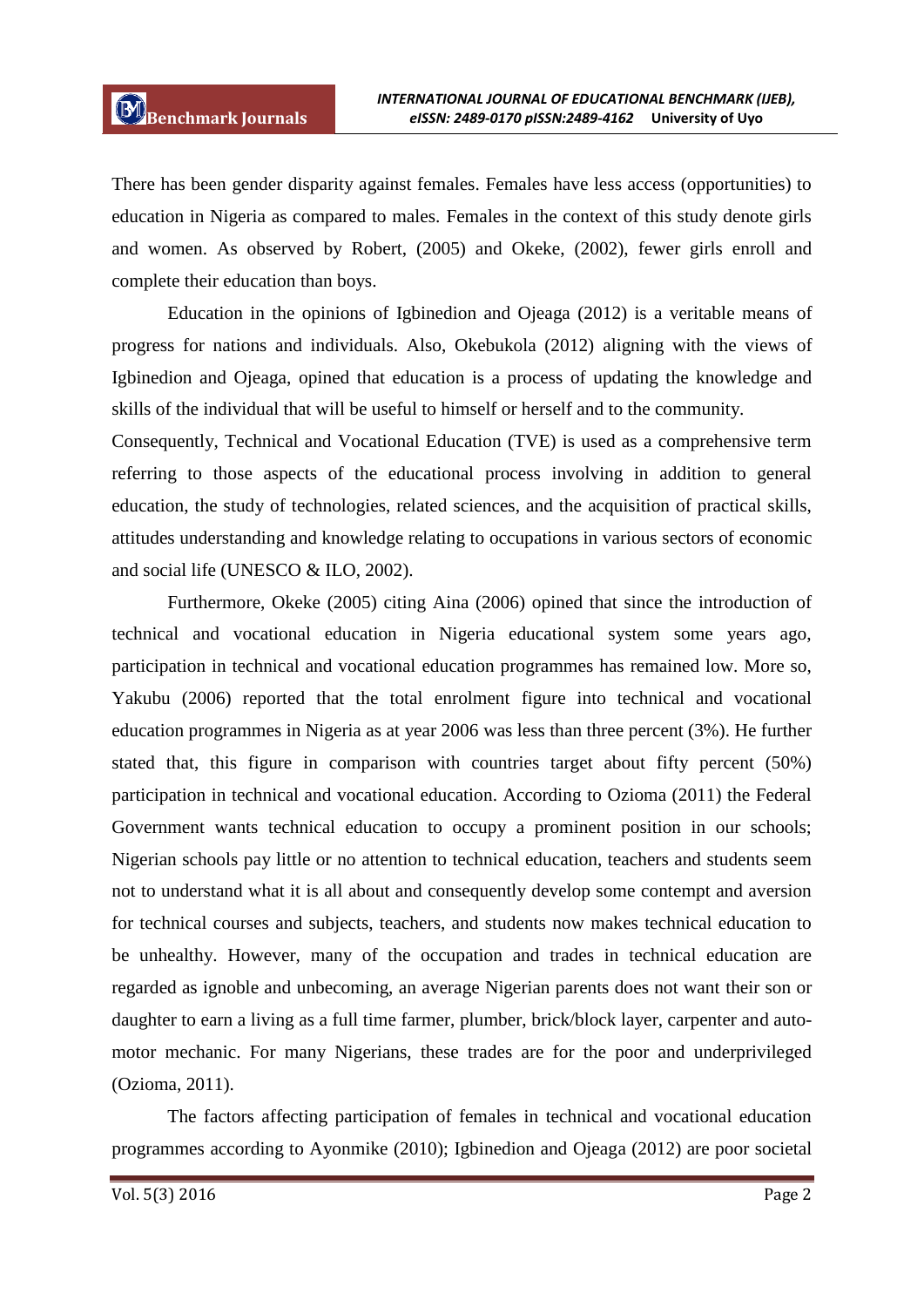There has been gender disparity against females. Females have less access (opportunities) to education in Nigeria as compared to males. Females in the context of this study denote girls and women. As observed by Robert, (2005) and Okeke, (2002), fewer girls enroll and complete their education than boys.

Education in the opinions of Igbinedion and Ojeaga (2012) is a veritable means of progress for nations and individuals. Also, Okebukola (2012) aligning with the views of Igbinedion and Ojeaga, opined that education is a process of updating the knowledge and skills of the individual that will be useful to himself or herself and to the community.

Consequently, Technical and Vocational Education (TVE) is used as a comprehensive term referring to those aspects of the educational process involving in addition to general education, the study of technologies, related sciences, and the acquisition of practical skills, attitudes understanding and knowledge relating to occupations in various sectors of economic and social life (UNESCO & ILO, 2002).

Furthermore, Okeke (2005) citing Aina (2006) opined that since the introduction of technical and vocational education in Nigeria educational system some years ago, participation in technical and vocational education programmes has remained low. More so, Yakubu (2006) reported that the total enrolment figure into technical and vocational education programmes in Nigeria as at year 2006 was less than three percent (3%). He further stated that, this figure in comparison with countries target about fifty percent (50%) participation in technical and vocational education. According to Ozioma (2011) the Federal Government wants technical education to occupy a prominent position in our schools; Nigerian schools pay little or no attention to technical education, teachers and students seem not to understand what it is all about and consequently develop some contempt and aversion for technical courses and subjects, teachers, and students now makes technical education to be unhealthy. However, many of the occupation and trades in technical education are regarded as ignoble and unbecoming, an average Nigerian parents does not want their son or daughter to earn a living as a full time farmer, plumber, brick/block layer, carpenter and auto-motor mechanic. For many Nigerians, these trades are for the poor and underprivileged (Ozioma, 2011).

The factors affecting participation of females in technical and vocational education programmes according to Ayonmike (2010); Igbinedion and Ojeaga (2012) are poor societal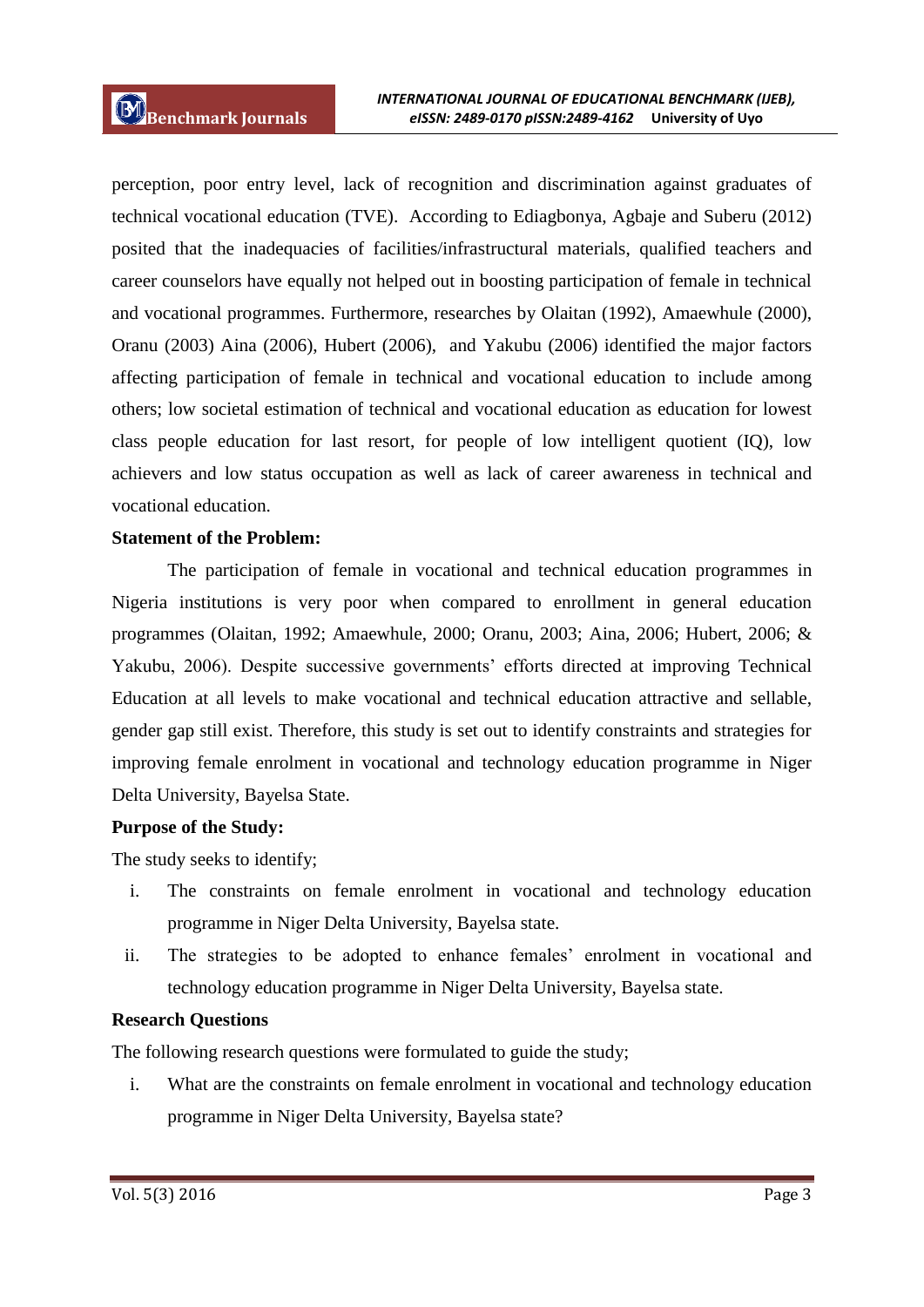perception, poor entry level, lack of recognition and discrimination against graduates of technical vocational education (TVE). According to Ediagbonya, Agbaje and Suberu (2012) posited that the inadequacies of facilities/infrastructural materials, qualified teachers and career counselors have equally not helped out in boosting participation of female in technical and vocational programmes. Furthermore, researches by Olaitan (1992), Amaewhule (2000), Oranu (2003) Aina (2006), Hubert (2006), and Yakubu (2006) identified the major factors affecting participation of female in technical and vocational education to include among others; low societal estimation of technical and vocational education as education for lowest class people education for last resort, for people of low intelligent quotient (IQ), low achievers and low status occupation as well as lack of career awareness in technical and vocational education.

**Statement of the Problem:**

The participation of female in vocational and technical education programmes in Nigeria institutions is very poor when compared to enrollment in general education programmes (Olaitan, 1992; Amaewhule, 2000; Oranu, 2003; Aina, 2006; Hubert, 2006; & Yakubu, 2006). Despite successive governments' efforts directed at improving Technical Education at all levels to make vocational and technical education attractive and sellable, gender gap still exist. Therefore, this study is set out to identify constraints and strategies for improving female enrolment in vocational and technology education programme in Niger Delta University, Bayelsa State.

**Purpose of the Study:**

The study seeks to identify;

i. The constraints on female enrolment in vocational and technology education programme in Niger Delta University, Bayelsa state.
ii. The strategies to be adopted to enhance females' enrolment in vocational and technology education programme in Niger Delta University, Bayelsa state.

**Research Questions**

The following research questions were formulated to guide the study;

i. What are the constraints on female enrolment in vocational and technology education programme in Niger Delta University, Bayelsa state?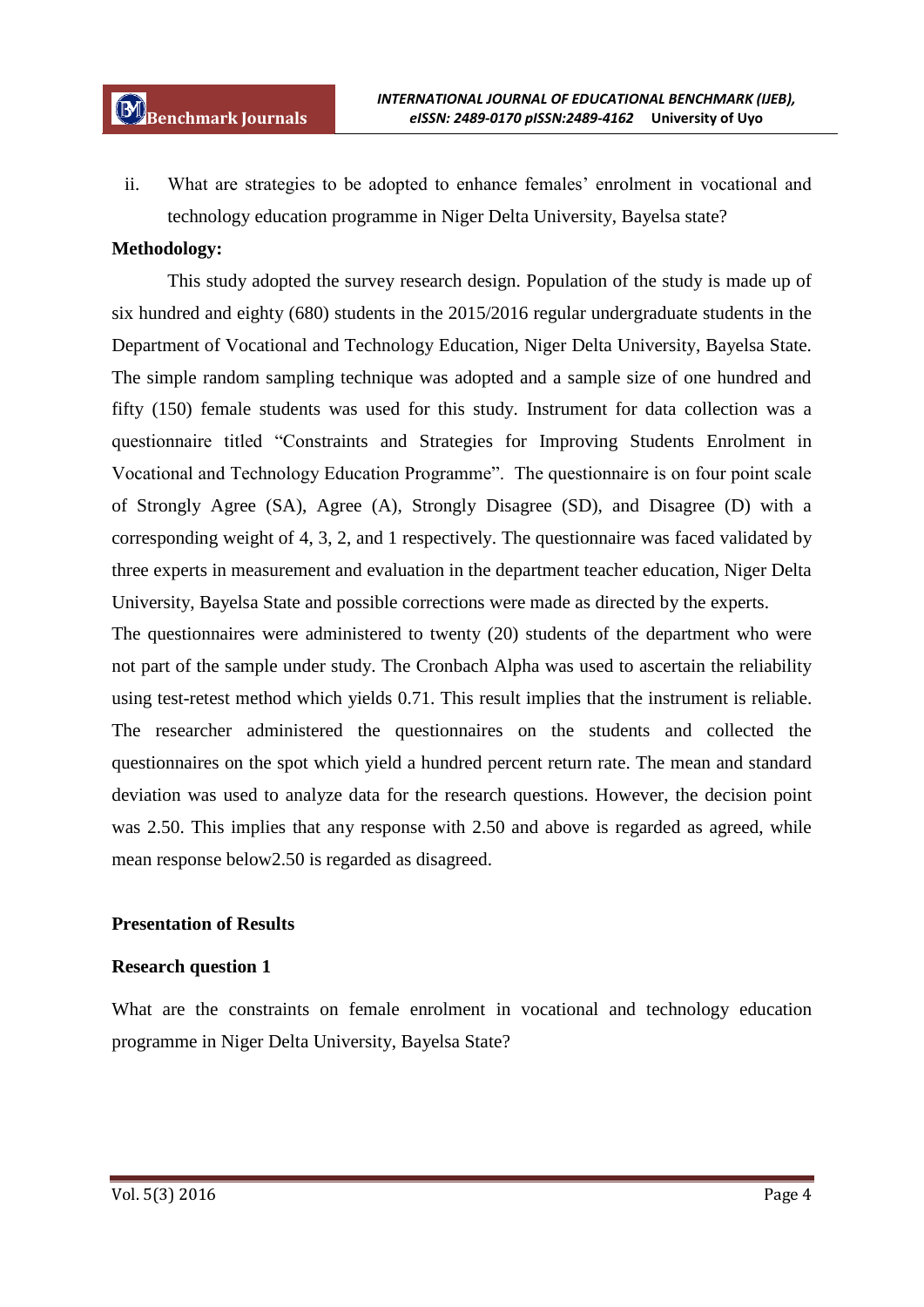ii. What are strategies to be adopted to enhance females' enrolment in vocational and technology education programme in Niger Delta University, Bayelsa state?

**Methodology:**

This study adopted the survey research design. Population of the study is made up of six hundred and eighty (680) students in the 2015/2016 regular undergraduate students in the Department of Vocational and Technology Education, Niger Delta University, Bayelsa State. The simple random sampling technique was adopted and a sample size of one hundred and fifty (150) female students was used for this study. Instrument for data collection was a questionnaire titled "Constraints and Strategies for Improving Students Enrolment in Vocational and Technology Education Programme". The questionnaire is on four point scale of Strongly Agree (SA), Agree (A), Strongly Disagree (SD), and Disagree (D) with a corresponding weight of 4, 3, 2, and 1 respectively. The questionnaire was faced validated by three experts in measurement and evaluation in the department teacher education, Niger Delta University, Bayelsa State and possible corrections were made as directed by the experts.

The questionnaires were administered to twenty (20) students of the department who were not part of the sample under study. The Cronbach Alpha was used to ascertain the reliability using test-retest method which yields 0.71. This result implies that the instrument is reliable. The researcher administered the questionnaires on the students and collected the questionnaires on the spot which yield a hundred percent return rate. The mean and standard deviation was used to analyze data for the research questions. However, the decision point was 2.50. This implies that any response with 2.50 and above is regarded as agreed, while mean response below2.50 is regarded as disagreed.

**Presentation of Results**

**Research question 1**

What are the constraints on female enrolment in vocational and technology education programme in Niger Delta University, Bayelsa State?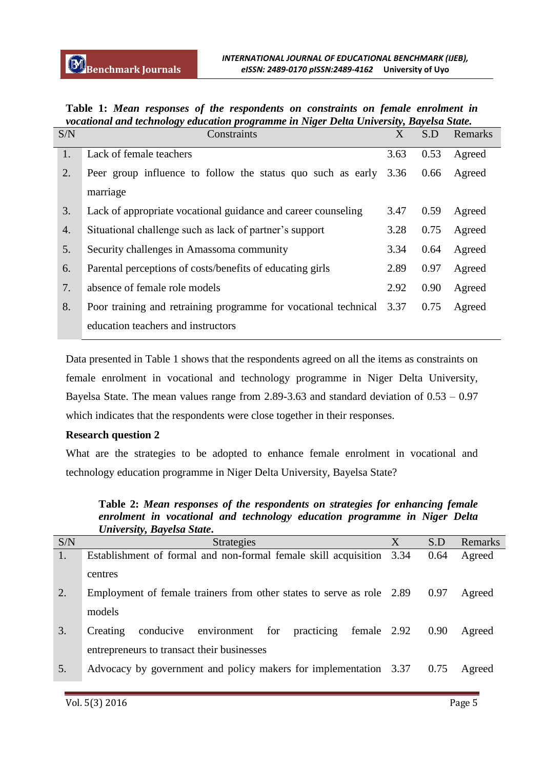**Table 1:** ***Mean responses of the respondents on constraints on female enrolment in vocational and technology education programme in Niger Delta University, Bayelsa State.***

| S/N | Constraints | X | S.D | Remarks |
|---|---|---|---|---|
| 1. | Lack of female teachers | 3.63 | 0.53 | Agreed |
| 2. | Peer group influence to follow the status quo such as early marriage | 3.36 | 0.66 | Agreed |
| 3. | Lack of appropriate vocational guidance and career counseling | 3.47 | 0.59 | Agreed |
| 4. | Situational challenge such as lack of partner's support | 3.28 | 0.75 | Agreed |
| 5. | Security challenges in Amassoma community | 3.34 | 0.64 | Agreed |
| 6. | Parental perceptions of costs/benefits of educating girls | 2.89 | 0.97 | Agreed |
| 7. | absence of female role models | 2.92 | 0.90 | Agreed |
| 8. | Poor training and retraining programme for vocational technical education teachers and instructors | 3.37 | 0.75 | Agreed |

Data presented in Table 1 shows that the respondents agreed on all the items as constraints on female enrolment in vocational and technology programme in Niger Delta University, Bayelsa State. The mean values range from 2.89-3.63 and standard deviation of 0.53 – 0.97 which indicates that the respondents were close together in their responses.

**Research question 2**

What are the strategies to be adopted to enhance female enrolment in vocational and technology education programme in Niger Delta University, Bayelsa State?

**Table 2:** ***Mean responses of the respondents on strategies for enhancing female enrolment in vocational and technology education programme in Niger Delta University, Bayelsa State.***

| S/N | Strategies | X | S.D | Remarks |
|---|---|---|---|---|
| 1. | Establishment of formal and non-formal female skill acquisition centres | 3.34 | 0.64 | Agreed |
| 2. | Employment of female trainers from other states to serve as role models | 2.89 | 0.97 | Agreed |
| 3. | Creating conducive environment for practicing female entrepreneurs to transact their businesses | 2.92 | 0.90 | Agreed |
| 5. | Advocacy by government and policy makers for implementation | 3.37 | 0.75 | Agreed |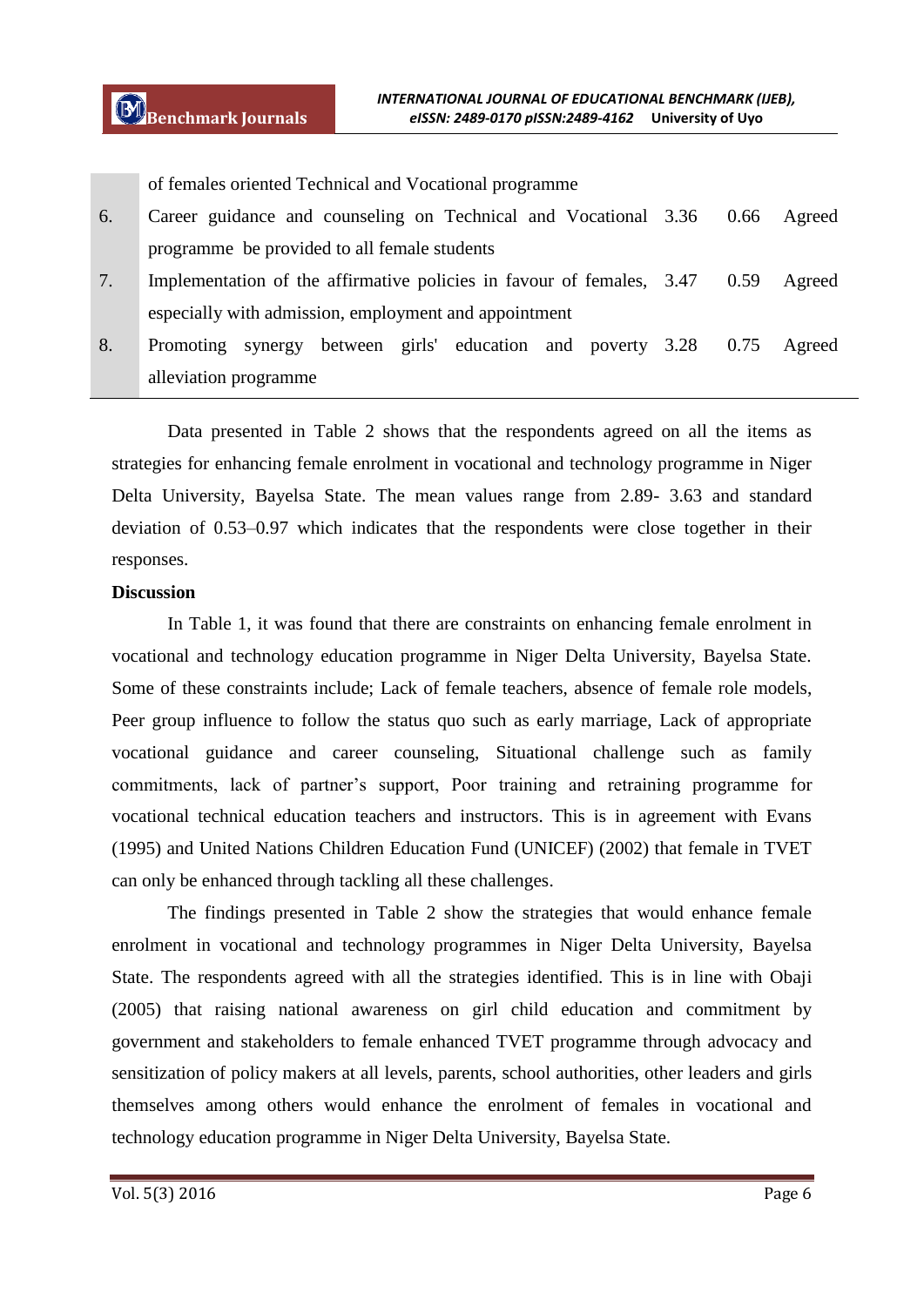| | | | | |
|---|---|---|---|---|
| | of females oriented Technical and Vocational programme | | | |
| 6. | Career guidance and counseling on Technical and Vocational programme be provided to all female students | 3.36 | 0.66 | Agreed |
| 7. | Implementation of the affirmative policies in favour of females, especially with admission, employment and appointment | 3.47 | 0.59 | Agreed |
| 8. | Promoting synergy between girls' education and poverty alleviation programme | 3.28 | 0.75 | Agreed |

Data presented in Table 2 shows that the respondents agreed on all the items as strategies for enhancing female enrolment in vocational and technology programme in Niger Delta University, Bayelsa State. The mean values range from 2.89- 3.63 and standard deviation of 0.53–0.97 which indicates that the respondents were close together in their responses.

**Discussion**

In Table 1, it was found that there are constraints on enhancing female enrolment in vocational and technology education programme in Niger Delta University, Bayelsa State. Some of these constraints include; Lack of female teachers, absence of female role models, Peer group influence to follow the status quo such as early marriage, Lack of appropriate vocational guidance and career counseling, Situational challenge such as family commitments, lack of partner's support, Poor training and retraining programme for vocational technical education teachers and instructors. This is in agreement with Evans (1995) and United Nations Children Education Fund (UNICEF) (2002) that female in TVET can only be enhanced through tackling all these challenges.

The findings presented in Table 2 show the strategies that would enhance female enrolment in vocational and technology programmes in Niger Delta University, Bayelsa State. The respondents agreed with all the strategies identified. This is in line with Obaji (2005) that raising national awareness on girl child education and commitment by government and stakeholders to female enhanced TVET programme through advocacy and sensitization of policy makers at all levels, parents, school authorities, other leaders and girls themselves among others would enhance the enrolment of females in vocational and technology education programme in Niger Delta University, Bayelsa State.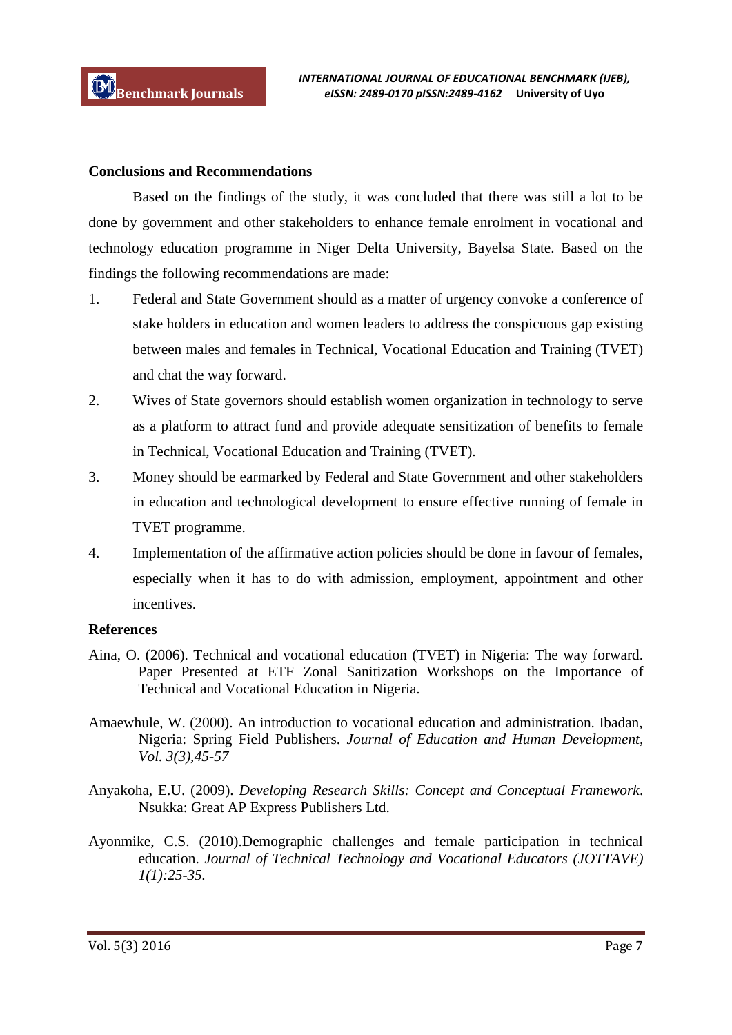## Conclusions and Recommendations

Based on the findings of the study, it was concluded that there was still a lot to be done by government and other stakeholders to enhance female enrolment in vocational and technology education programme in Niger Delta University, Bayelsa State. Based on the findings the following recommendations are made:

1. Federal and State Government should as a matter of urgency convoke a conference of stake holders in education and women leaders to address the conspicuous gap existing between males and females in Technical, Vocational Education and Training (TVET) and chat the way forward.
2. Wives of State governors should establish women organization in technology to serve as a platform to attract fund and provide adequate sensitization of benefits to female in Technical, Vocational Education and Training (TVET).
3. Money should be earmarked by Federal and State Government and other stakeholders in education and technological development to ensure effective running of female in TVET programme.
4. Implementation of the affirmative action policies should be done in favour of females, especially when it has to do with admission, employment, appointment and other incentives.

## References

Aina, O. (2006). Technical and vocational education (TVET) in Nigeria: The way forward. Paper Presented at ETF Zonal Sanitization Workshops on the Importance of Technical and Vocational Education in Nigeria.

Amaewhule, W. (2000). An introduction to vocational education and administration. Ibadan, Nigeria: Spring Field Publishers. *Journal of Education and Human Development, Vol. 3(3),45-57*

Anyakoha, E.U. (2009). *Developing Research Skills: Concept and Conceptual Framework*. Nsukka: Great AP Express Publishers Ltd.

Ayonmike, C.S. (2010).Demographic challenges and female participation in technical education. *Journal of Technical Technology and Vocational Educators (JOTTAVE) 1(1):25-35.*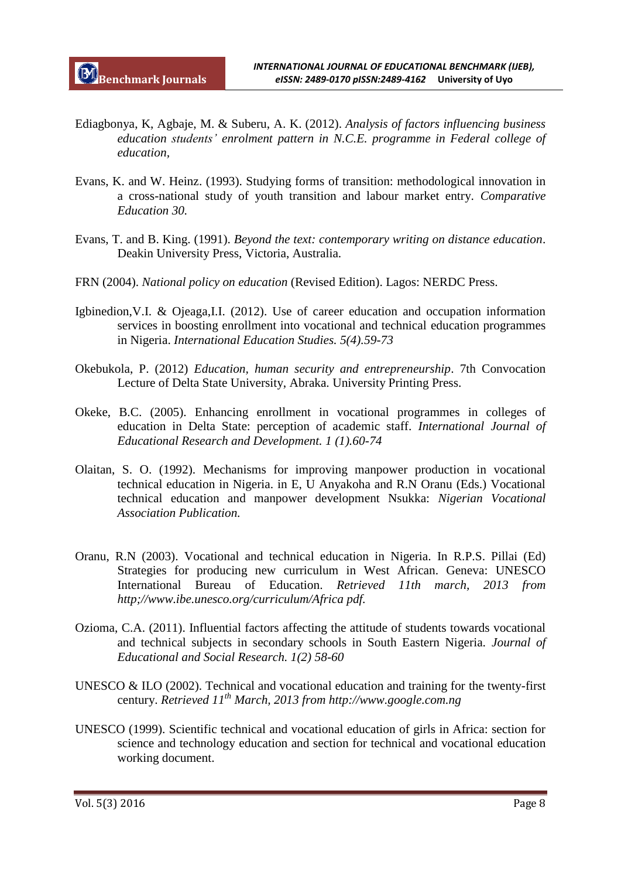Ediagbonya, K, Agbaje, M. & Suberu, A. K. (2012). *Analysis of factors influencing business education students' enrolment pattern in N.C.E. programme in Federal college of education,*

Evans, K. and W. Heinz. (1993). Studying forms of transition: methodological innovation in a cross-national study of youth transition and labour market entry. *Comparative Education 30.*

Evans, T. and B. King. (1991). *Beyond the text: contemporary writing on distance education*. Deakin University Press, Victoria, Australia.

FRN (2004). *National policy on education* (Revised Edition). Lagos: NERDC Press.

Igbinedion,V.I. & Ojeaga,I.I. (2012). Use of career education and occupation information services in boosting enrollment into vocational and technical education programmes in Nigeria. *International Education Studies. 5(4).59-73*

Okebukola, P. (2012) *Education, human security and entrepreneurship*. 7th Convocation Lecture of Delta State University, Abraka. University Printing Press.

Okeke, B.C. (2005). Enhancing enrollment in vocational programmes in colleges of education in Delta State: perception of academic staff. *International Journal of Educational Research and Development. 1 (1).60-74*

Olaitan, S. O. (1992). Mechanisms for improving manpower production in vocational technical education in Nigeria. in E, U Anyakoha and R.N Oranu (Eds.) Vocational technical education and manpower development Nsukka: *Nigerian Vocational Association Publication.*

Oranu, R.N (2003). Vocational and technical education in Nigeria. In R.P.S. Pillai (Ed) Strategies for producing new curriculum in West African. Geneva: UNESCO International Bureau of Education. *Retrieved 11th march, 2013 from http;//www.ibe.unesco.org/curriculum/Africa pdf.*

Ozioma, C.A. (2011). Influential factors affecting the attitude of students towards vocational and technical subjects in secondary schools in South Eastern Nigeria. *Journal of Educational and Social Research. 1(2) 58-60*

UNESCO & ILO (2002). Technical and vocational education and training for the twenty-first century. *Retrieved 11th March, 2013 from http://www.google.com.ng*

UNESCO (1999). Scientific technical and vocational education of girls in Africa: section for science and technology education and section for technical and vocational education working document.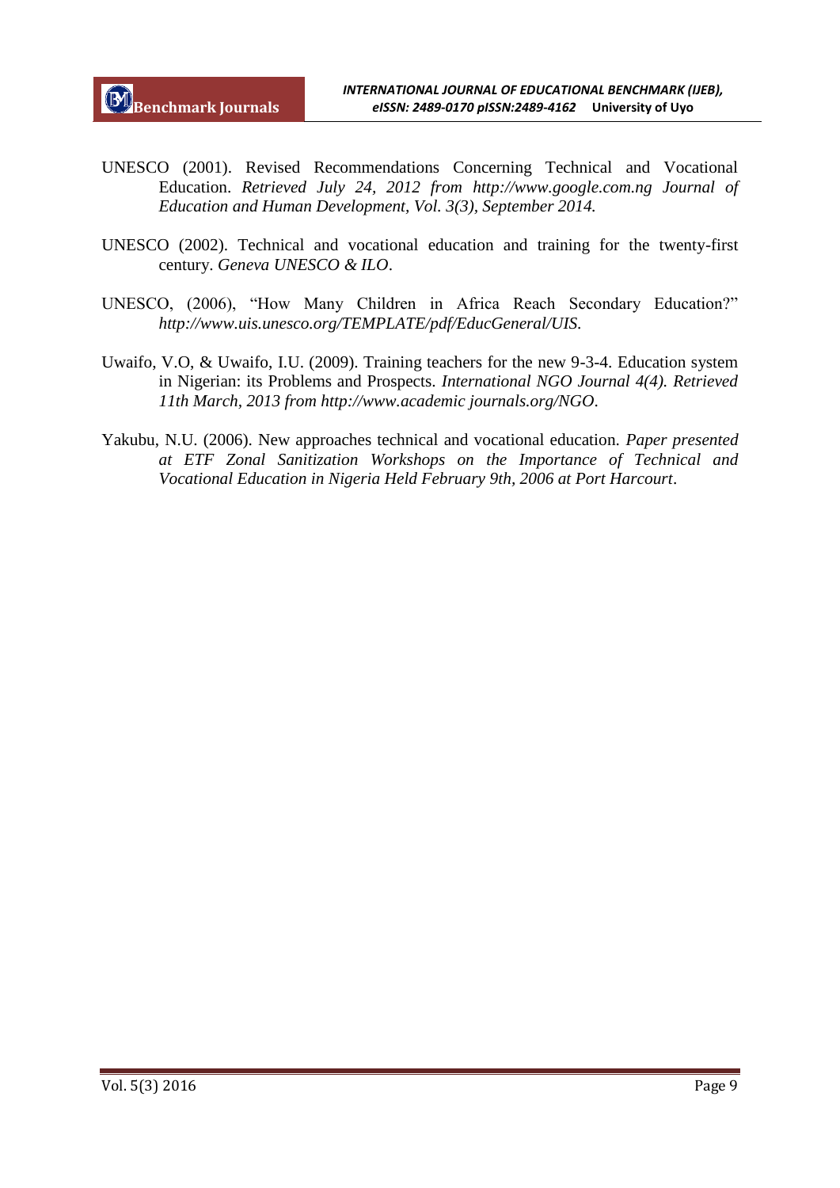UNESCO (2001). Revised Recommendations Concerning Technical and Vocational Education. *Retrieved July 24, 2012 from http://www.google.com.ng Journal of Education and Human Development, Vol. 3(3), September 2014.*

UNESCO (2002). Technical and vocational education and training for the twenty-first century. *Geneva UNESCO & ILO*.

UNESCO, (2006), "How Many Children in Africa Reach Secondary Education?" *http://www.uis.unesco.org/TEMPLATE/pdf/EducGeneral/UIS.*

Uwaifo, V.O, & Uwaifo, I.U. (2009). Training teachers for the new 9-3-4. Education system in Nigerian: its Problems and Prospects. *International NGO Journal 4(4). Retrieved 11th March, 2013 from http://www.academic journals.org/NGO*.

Yakubu, N.U. (2006). New approaches technical and vocational education. *Paper presented at ETF Zonal Sanitization Workshops on the Importance of Technical and Vocational Education in Nigeria Held February 9th, 2006 at Port Harcourt*.